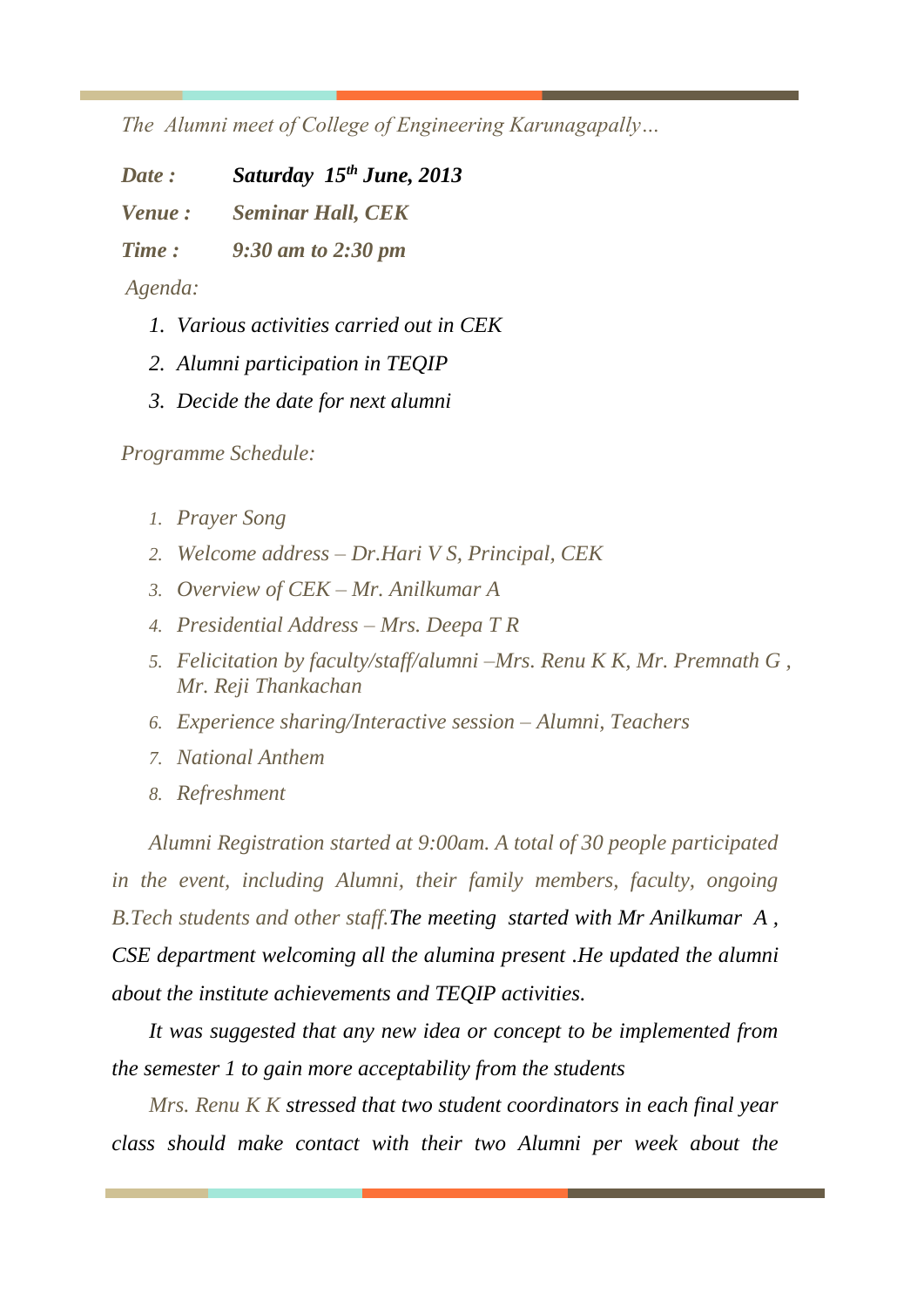*The Alumni meet of College of Engineering Karunagapally…*

***Date :*** ***Saturday 15th June, 2013***

***Venue :*** ***Seminar Hall, CEK***

***Time :*** ***9:30 am to 2:30 pm***

*Agenda:*

1. *Various activities carried out in CEK*
2. *Alumni participation in TEQIP*
3. *Decide the date for next alumni*

*Programme Schedule:*

1. *Prayer Song*
2. *Welcome address – Dr.Hari V S, Principal, CEK*
3. *Overview of CEK – Mr. Anilkumar A*
4. *Presidential Address – Mrs. Deepa T R*
5. *Felicitation by faculty/staff/alumni –Mrs. Renu K K, Mr. Premnath G , Mr. Reji Thankachan*
6. *Experience sharing/Interactive session – Alumni, Teachers*
7. *National Anthem*
8. *Refreshment*

*Alumni Registration started at 9:00am. A total of 30 people participated in the event, including Alumni, their family members, faculty, ongoing B.Tech students and other staff.The meeting started with Mr Anilkumar A , CSE department welcoming all the alumina present .He updated the alumni about the institute achievements and TEQIP activities.*

*It was suggested that any new idea or concept to be implemented from the semester 1 to gain more acceptability from the students*

*Mrs. Renu K K stressed that two student coordinators in each final year class should make contact with their two Alumni per week about the*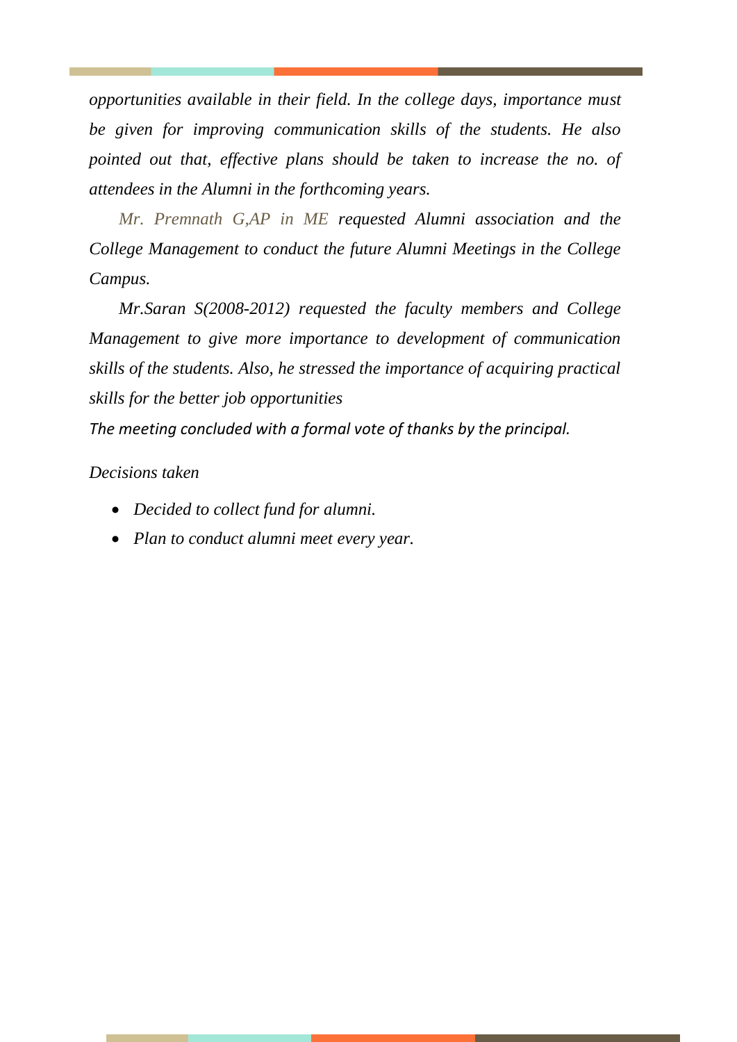*opportunities available in their field. In the college days, importance must be given for improving communication skills of the students. He also pointed out that, effective plans should be taken to increase the no. of attendees in the Alumni in the forthcoming years.*

*Mr. Premnath G,AP in ME requested Alumni association and the College Management to conduct the future Alumni Meetings in the College Campus.*

*Mr.Saran S(2008-2012) requested the faculty members and College Management to give more importance to development of communication skills of the students. Also, he stressed the importance of acquiring practical skills for the better job opportunities*

*The meeting concluded with a formal vote of thanks by the principal.*

*Decisions taken*

- *Decided to collect fund for alumni.*
- *Plan to conduct alumni meet every year.*